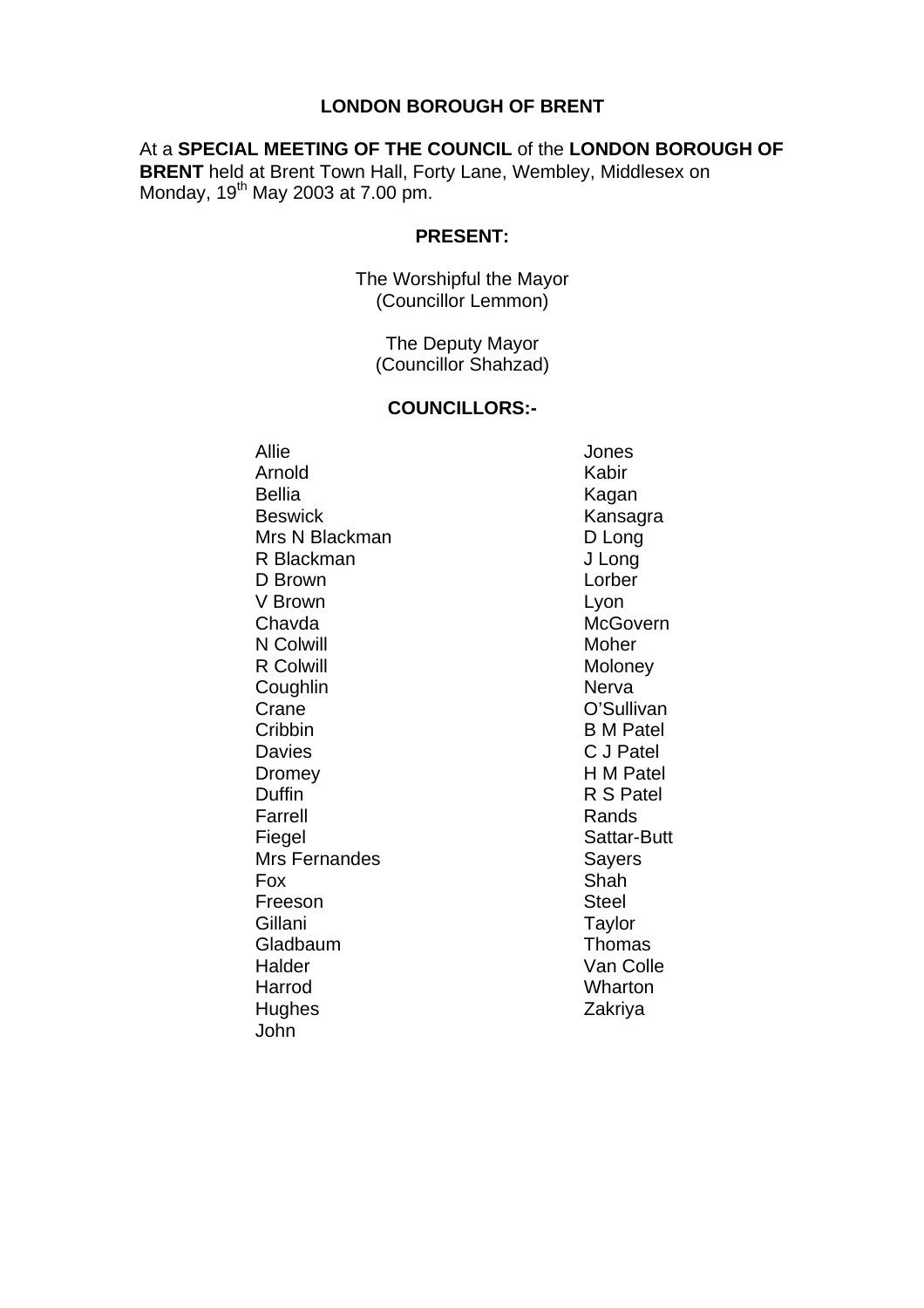# LONDON BOROUGH OF BRENT

At a **SPECIAL MEETING OF THE COUNCIL** of the **LONDON BOROUGH OF BRENT** held at Brent Town Hall, Forty Lane, Wembley, Middlesex on Monday, 19th May 2003 at 7.00 pm.

**PRESENT:**

The Worshipful the Mayor
(Councillor Lemmon)

The Deputy Mayor
(Councillor Shahzad)

**COUNCILLORS:-**

Allie
Arnold
Bellia
Beswick
Mrs N Blackman
R Blackman
D Brown
V Brown
Chavda
N Colwill
R Colwill
Coughlin
Crane
Cribbin
Davies
Dromey
Duffin
Farrell
Fiegel
Mrs Fernandes
Fox
Freeson
Gillani
Gladbaum
Halder
Harrod
Hughes
John
Jones
Kabir
Kagan
Kansagra
D Long
J Long
Lorber
Lyon
McGovern
Moher
Moloney
Nerva
O'Sullivan
B M Patel
C J Patel
H M Patel
R S Patel
Rands
Sattar-Butt
Sayers
Shah
Steel
Taylor
Thomas
Van Colle
Wharton
Zakriya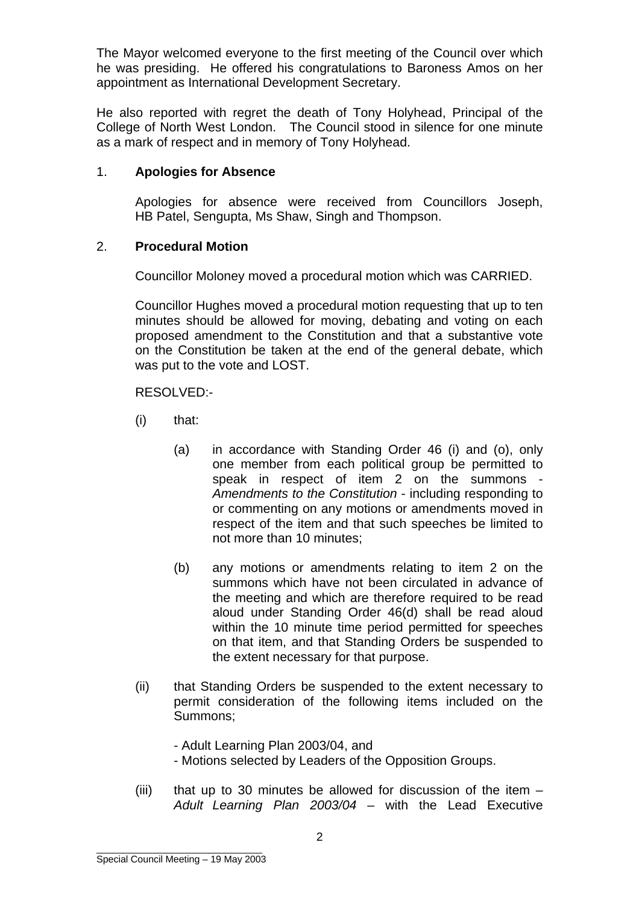The Mayor welcomed everyone to the first meeting of the Council over which he was presiding. He offered his congratulations to Baroness Amos on her appointment as International Development Secretary.

He also reported with regret the death of Tony Holyhead, Principal of the College of North West London. The Council stood in silence for one minute as a mark of respect and in memory of Tony Holyhead.

1. **Apologies for Absence**

   Apologies for absence were received from Councillors Joseph, HB Patel, Sengupta, Ms Shaw, Singh and Thompson.

2. **Procedural Motion**

   Councillor Moloney moved a procedural motion which was CARRIED.

   Councillor Hughes moved a procedural motion requesting that up to ten minutes should be allowed for moving, debating and voting on each proposed amendment to the Constitution and that a substantive vote on the Constitution be taken at the end of the general debate, which was put to the vote and LOST.

   RESOLVED:-

   (i) that:

      (a) in accordance with Standing Order 46 (i) and (o), only one member from each political group be permitted to speak in respect of item 2 on the summons - *Amendments to the Constitution* - including responding to or commenting on any motions or amendments moved in respect of the item and that such speeches be limited to not more than 10 minutes;

      (b) any motions or amendments relating to item 2 on the summons which have not been circulated in advance of the meeting and which are therefore required to be read aloud under Standing Order 46(d) shall be read aloud within the 10 minute time period permitted for speeches on that item, and that Standing Orders be suspended to the extent necessary for that purpose.

   (ii) that Standing Orders be suspended to the extent necessary to permit consideration of the following items included on the Summons;

      - Adult Learning Plan 2003/04, and
      - Motions selected by Leaders of the Opposition Groups.

   (iii) that up to 30 minutes be allowed for discussion of the item – *Adult Learning Plan 2003/04* – with the Lead Executive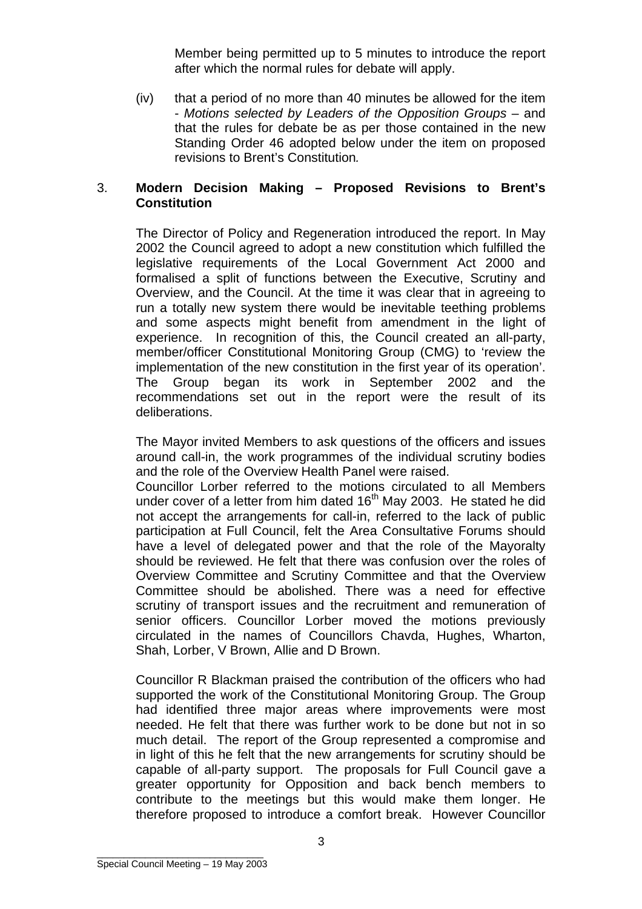Member being permitted up to 5 minutes to introduce the report after which the normal rules for debate will apply.

(iv) that a period of no more than 40 minutes be allowed for the item - *Motions selected by Leaders of the Opposition Groups* – and that the rules for debate be as per those contained in the new Standing Order 46 adopted below under the item on proposed revisions to Brent's Constitution*.*

3. **Modern Decision Making – Proposed Revisions to Brent's Constitution**

The Director of Policy and Regeneration introduced the report. In May 2002 the Council agreed to adopt a new constitution which fulfilled the legislative requirements of the Local Government Act 2000 and formalised a split of functions between the Executive, Scrutiny and Overview, and the Council. At the time it was clear that in agreeing to run a totally new system there would be inevitable teething problems and some aspects might benefit from amendment in the light of experience. In recognition of this, the Council created an all-party, member/officer Constitutional Monitoring Group (CMG) to 'review the implementation of the new constitution in the first year of its operation'. The Group began its work in September 2002 and the recommendations set out in the report were the result of its deliberations.

The Mayor invited Members to ask questions of the officers and issues around call-in, the work programmes of the individual scrutiny bodies and the role of the Overview Health Panel were raised.

Councillor Lorber referred to the motions circulated to all Members under cover of a letter from him dated 16th May 2003. He stated he did not accept the arrangements for call-in, referred to the lack of public participation at Full Council, felt the Area Consultative Forums should have a level of delegated power and that the role of the Mayoralty should be reviewed. He felt that there was confusion over the roles of Overview Committee and Scrutiny Committee and that the Overview Committee should be abolished. There was a need for effective scrutiny of transport issues and the recruitment and remuneration of senior officers. Councillor Lorber moved the motions previously circulated in the names of Councillors Chavda, Hughes, Wharton, Shah, Lorber, V Brown, Allie and D Brown.

Councillor R Blackman praised the contribution of the officers who had supported the work of the Constitutional Monitoring Group. The Group had identified three major areas where improvements were most needed. He felt that there was further work to be done but not in so much detail. The report of the Group represented a compromise and in light of this he felt that the new arrangements for scrutiny should be capable of all-party support. The proposals for Full Council gave a greater opportunity for Opposition and back bench members to contribute to the meetings but this would make them longer. He therefore proposed to introduce a comfort break. However Councillor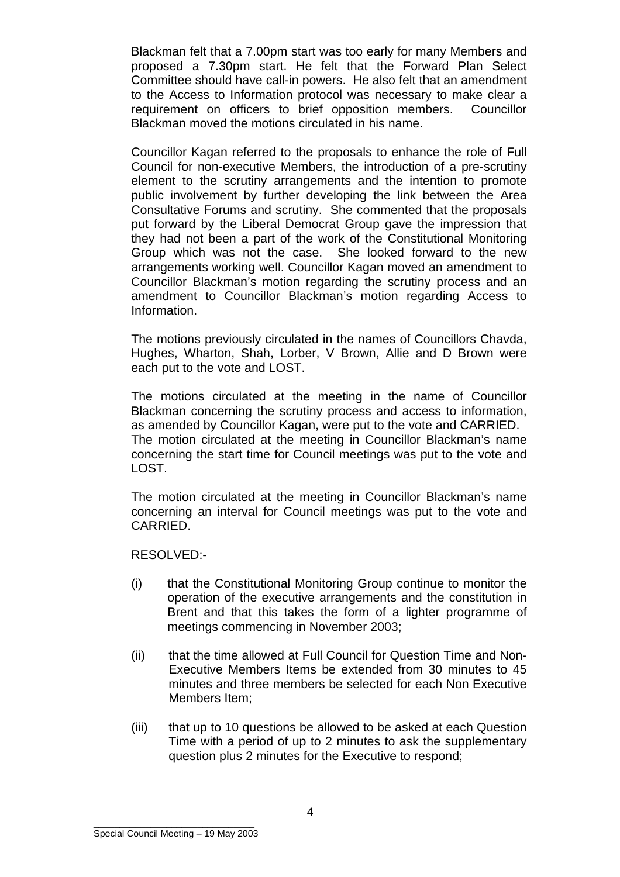Blackman felt that a 7.00pm start was too early for many Members and proposed a 7.30pm start. He felt that the Forward Plan Select Committee should have call-in powers. He also felt that an amendment to the Access to Information protocol was necessary to make clear a requirement on officers to brief opposition members. Councillor Blackman moved the motions circulated in his name.

Councillor Kagan referred to the proposals to enhance the role of Full Council for non-executive Members, the introduction of a pre-scrutiny element to the scrutiny arrangements and the intention to promote public involvement by further developing the link between the Area Consultative Forums and scrutiny. She commented that the proposals put forward by the Liberal Democrat Group gave the impression that they had not been a part of the work of the Constitutional Monitoring Group which was not the case. She looked forward to the new arrangements working well. Councillor Kagan moved an amendment to Councillor Blackman's motion regarding the scrutiny process and an amendment to Councillor Blackman's motion regarding Access to Information.

The motions previously circulated in the names of Councillors Chavda, Hughes, Wharton, Shah, Lorber, V Brown, Allie and D Brown were each put to the vote and LOST.

The motions circulated at the meeting in the name of Councillor Blackman concerning the scrutiny process and access to information, as amended by Councillor Kagan, were put to the vote and CARRIED. The motion circulated at the meeting in Councillor Blackman's name concerning the start time for Council meetings was put to the vote and LOST.

The motion circulated at the meeting in Councillor Blackman's name concerning an interval for Council meetings was put to the vote and CARRIED.

RESOLVED:-

(i) that the Constitutional Monitoring Group continue to monitor the operation of the executive arrangements and the constitution in Brent and that this takes the form of a lighter programme of meetings commencing in November 2003;

(ii) that the time allowed at Full Council for Question Time and Non-Executive Members Items be extended from 30 minutes to 45 minutes and three members be selected for each Non Executive Members Item;

(iii) that up to 10 questions be allowed to be asked at each Question Time with a period of up to 2 minutes to ask the supplementary question plus 2 minutes for the Executive to respond;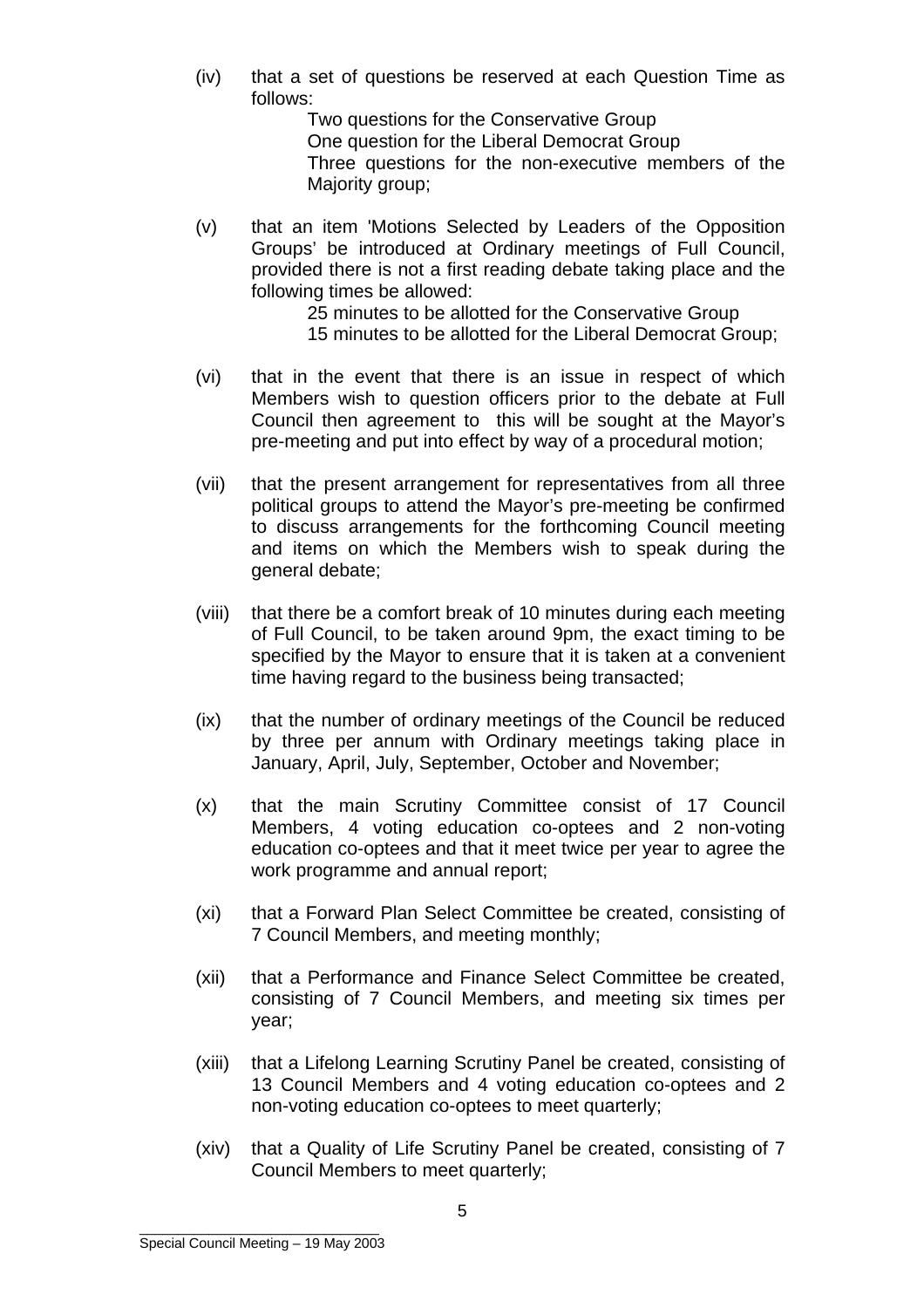(iv) that a set of questions be reserved at each Question Time as follows:

Two questions for the Conservative Group
One question for the Liberal Democrat Group
Three questions for the non-executive members of the Majority group;

(v) that an item 'Motions Selected by Leaders of the Opposition Groups' be introduced at Ordinary meetings of Full Council, provided there is not a first reading debate taking place and the following times be allowed:

25 minutes to be allotted for the Conservative Group
15 minutes to be allotted for the Liberal Democrat Group;

(vi) that in the event that there is an issue in respect of which Members wish to question officers prior to the debate at Full Council then agreement to this will be sought at the Mayor's pre-meeting and put into effect by way of a procedural motion;

(vii) that the present arrangement for representatives from all three political groups to attend the Mayor's pre-meeting be confirmed to discuss arrangements for the forthcoming Council meeting and items on which the Members wish to speak during the general debate;

(viii) that there be a comfort break of 10 minutes during each meeting of Full Council, to be taken around 9pm, the exact timing to be specified by the Mayor to ensure that it is taken at a convenient time having regard to the business being transacted;

(ix) that the number of ordinary meetings of the Council be reduced by three per annum with Ordinary meetings taking place in January, April, July, September, October and November;

(x) that the main Scrutiny Committee consist of 17 Council Members, 4 voting education co-optees and 2 non-voting education co-optees and that it meet twice per year to agree the work programme and annual report;

(xi) that a Forward Plan Select Committee be created, consisting of 7 Council Members, and meeting monthly;

(xii) that a Performance and Finance Select Committee be created, consisting of 7 Council Members, and meeting six times per year;

(xiii) that a Lifelong Learning Scrutiny Panel be created, consisting of 13 Council Members and 4 voting education co-optees and 2 non-voting education co-optees to meet quarterly;

(xiv) that a Quality of Life Scrutiny Panel be created, consisting of 7 Council Members to meet quarterly;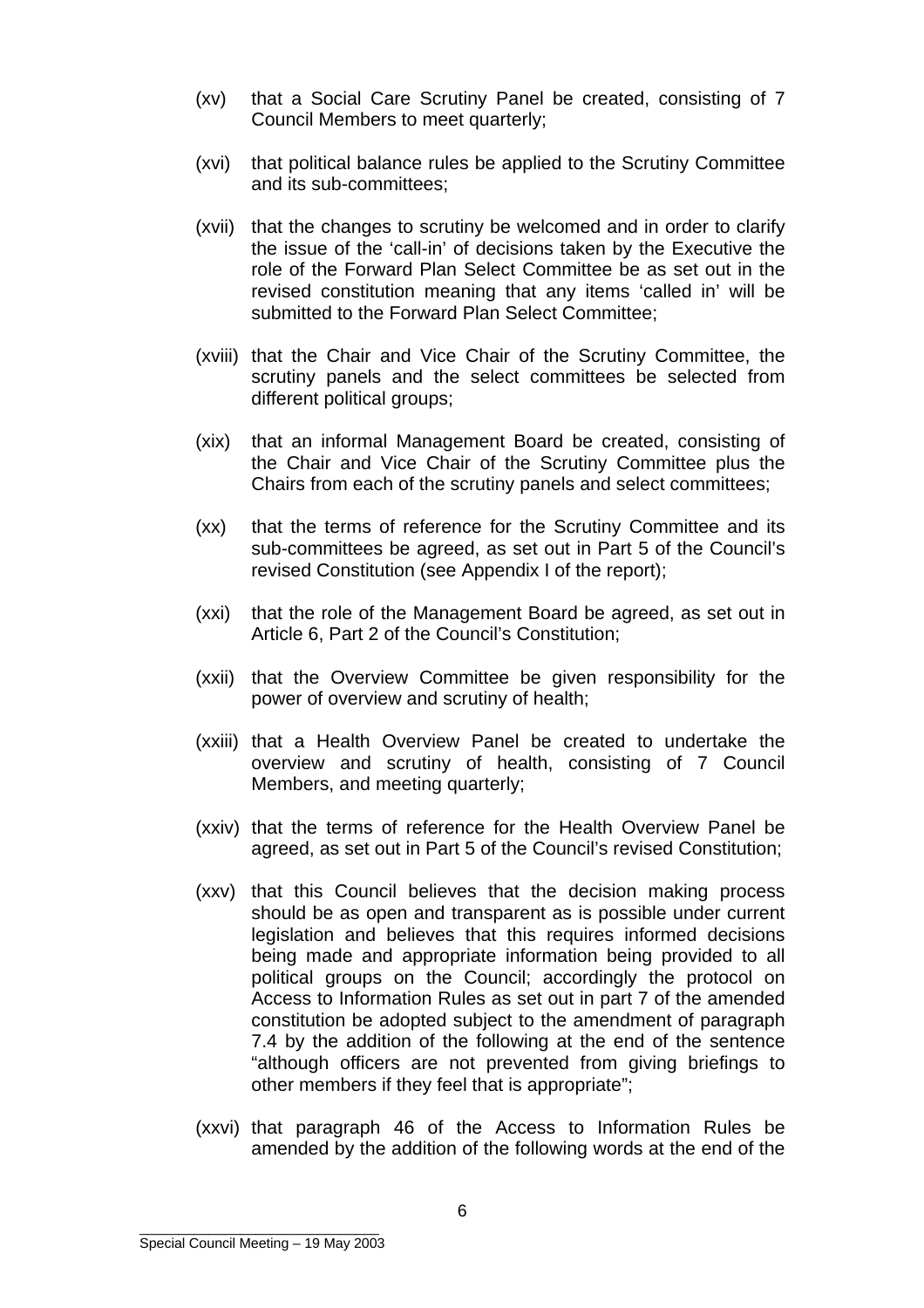(xv) that a Social Care Scrutiny Panel be created, consisting of 7 Council Members to meet quarterly;

(xvi) that political balance rules be applied to the Scrutiny Committee and its sub-committees;

(xvii) that the changes to scrutiny be welcomed and in order to clarify the issue of the 'call-in' of decisions taken by the Executive the role of the Forward Plan Select Committee be as set out in the revised constitution meaning that any items 'called in' will be submitted to the Forward Plan Select Committee;

(xviii) that the Chair and Vice Chair of the Scrutiny Committee, the scrutiny panels and the select committees be selected from different political groups;

(xix) that an informal Management Board be created, consisting of the Chair and Vice Chair of the Scrutiny Committee plus the Chairs from each of the scrutiny panels and select committees;

(xx) that the terms of reference for the Scrutiny Committee and its sub-committees be agreed, as set out in Part 5 of the Council's revised Constitution (see Appendix I of the report);

(xxi) that the role of the Management Board be agreed, as set out in Article 6, Part 2 of the Council's Constitution;

(xxii) that the Overview Committee be given responsibility for the power of overview and scrutiny of health;

(xxiii) that a Health Overview Panel be created to undertake the overview and scrutiny of health, consisting of 7 Council Members, and meeting quarterly;

(xxiv) that the terms of reference for the Health Overview Panel be agreed, as set out in Part 5 of the Council's revised Constitution;

(xxv) that this Council believes that the decision making process should be as open and transparent as is possible under current legislation and believes that this requires informed decisions being made and appropriate information being provided to all political groups on the Council; accordingly the protocol on Access to Information Rules as set out in part 7 of the amended constitution be adopted subject to the amendment of paragraph 7.4 by the addition of the following at the end of the sentence "although officers are not prevented from giving briefings to other members if they feel that is appropriate";

(xxvi) that paragraph 46 of the Access to Information Rules be amended by the addition of the following words at the end of the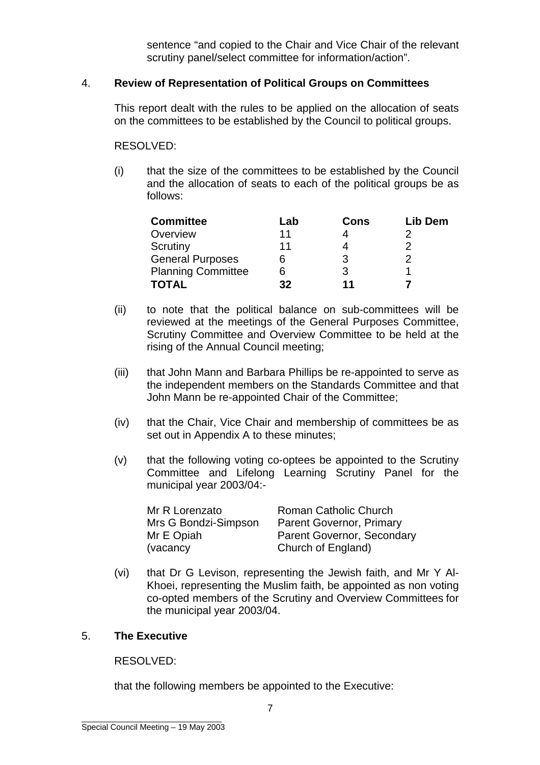sentence "and copied to the Chair and Vice Chair of the relevant scrutiny panel/select committee for information/action".

4. **Review of Representation of Political Groups on Committees**

This report dealt with the rules to be applied on the allocation of seats on the committees to be established by the Council to political groups.

RESOLVED:

(i) that the size of the committees to be established by the Council and the allocation of seats to each of the political groups be as follows:

| **Committee** | **Lab** | **Cons** | **Lib Dem** |
|---|---|---|---|
| Overview | 11 | 4 | 2 |
| Scrutiny | 11 | 4 | 2 |
| General Purposes | 6 | 3 | 2 |
| Planning Committee | 6 | 3 | 1 |
| **TOTAL** | **32** | **11** | **7** |

(ii) to note that the political balance on sub-committees will be reviewed at the meetings of the General Purposes Committee, Scrutiny Committee and Overview Committee to be held at the rising of the Annual Council meeting;

(iii) that John Mann and Barbara Phillips be re-appointed to serve as the independent members on the Standards Committee and that John Mann be re-appointed Chair of the Committee;

(iv) that the Chair, Vice Chair and membership of committees be as set out in Appendix A to these minutes;

(v) that the following voting co-optees be appointed to the Scrutiny Committee and Lifelong Learning Scrutiny Panel for the municipal year 2003/04:-

| | |
|---|---|
| Mr R Lorenzato | Roman Catholic Church |
| Mrs G Bondzi-Simpson | Parent Governor, Primary |
| Mr E Opiah | Parent Governor, Secondary |
| (vacancy | Church of England) |

(vi) that Dr G Levison, representing the Jewish faith, and Mr Y Al-Khoei, representing the Muslim faith, be appointed as non voting co-opted members of the Scrutiny and Overview Committees for the municipal year 2003/04.

5. **The Executive**

RESOLVED:

that the following members be appointed to the Executive: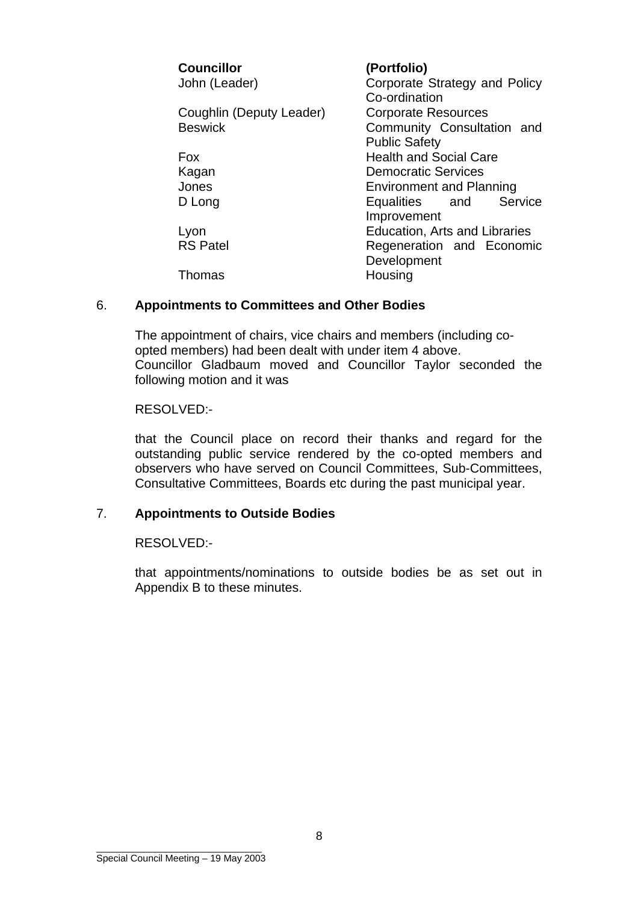| Councillor | (Portfolio) |
|---|---|
| John (Leader) | Corporate Strategy and Policy Co-ordination |
| Coughlin (Deputy Leader) | Corporate Resources |
| Beswick | Community Consultation and Public Safety |
| Fox | Health and Social Care |
| Kagan | Democratic Services |
| Jones | Environment and Planning |
| D Long | Equalities and Service Improvement |
| Lyon | Education, Arts and Libraries |
| RS Patel | Regeneration and Economic Development |
| Thomas | Housing |

## 6. **Appointments to Committees and Other Bodies**

The appointment of chairs, vice chairs and members (including co-opted members) had been dealt with under item 4 above.
Councillor Gladbaum moved and Councillor Taylor seconded the following motion and it was

RESOLVED:-

that the Council place on record their thanks and regard for the outstanding public service rendered by the co-opted members and observers who have served on Council Committees, Sub-Committees, Consultative Committees, Boards etc during the past municipal year.

## 7. **Appointments to Outside Bodies**

RESOLVED:-

that appointments/nominations to outside bodies be as set out in Appendix B to these minutes.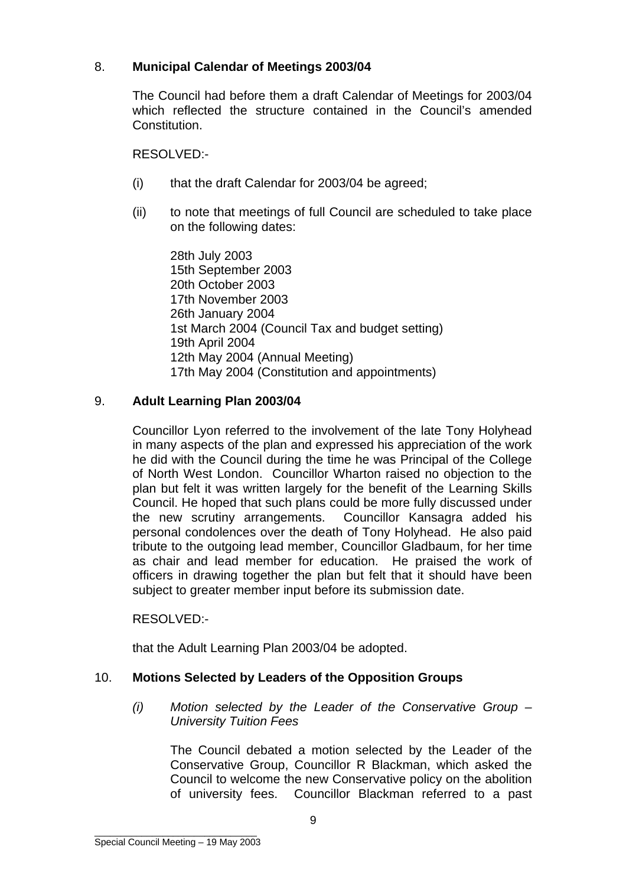8. **Municipal Calendar of Meetings 2003/04**

The Council had before them a draft Calendar of Meetings for 2003/04 which reflected the structure contained in the Council's amended Constitution.

RESOLVED:-

(i) that the draft Calendar for 2003/04 be agreed;

(ii) to note that meetings of full Council are scheduled to take place on the following dates:

28th July 2003
15th September 2003
20th October 2003
17th November 2003
26th January 2004
1st March 2004 (Council Tax and budget setting)
19th April 2004
12th May 2004 (Annual Meeting)
17th May 2004 (Constitution and appointments)

9. **Adult Learning Plan 2003/04**

Councillor Lyon referred to the involvement of the late Tony Holyhead in many aspects of the plan and expressed his appreciation of the work he did with the Council during the time he was Principal of the College of North West London. Councillor Wharton raised no objection to the plan but felt it was written largely for the benefit of the Learning Skills Council. He hoped that such plans could be more fully discussed under the new scrutiny arrangements. Councillor Kansagra added his personal condolences over the death of Tony Holyhead. He also paid tribute to the outgoing lead member, Councillor Gladbaum, for her time as chair and lead member for education. He praised the work of officers in drawing together the plan but felt that it should have been subject to greater member input before its submission date.

RESOLVED:-

that the Adult Learning Plan 2003/04 be adopted.

10. **Motions Selected by Leaders of the Opposition Groups**

*(i) Motion selected by the Leader of the Conservative Group – University Tuition Fees*

The Council debated a motion selected by the Leader of the Conservative Group, Councillor R Blackman, which asked the Council to welcome the new Conservative policy on the abolition of university fees. Councillor Blackman referred to a past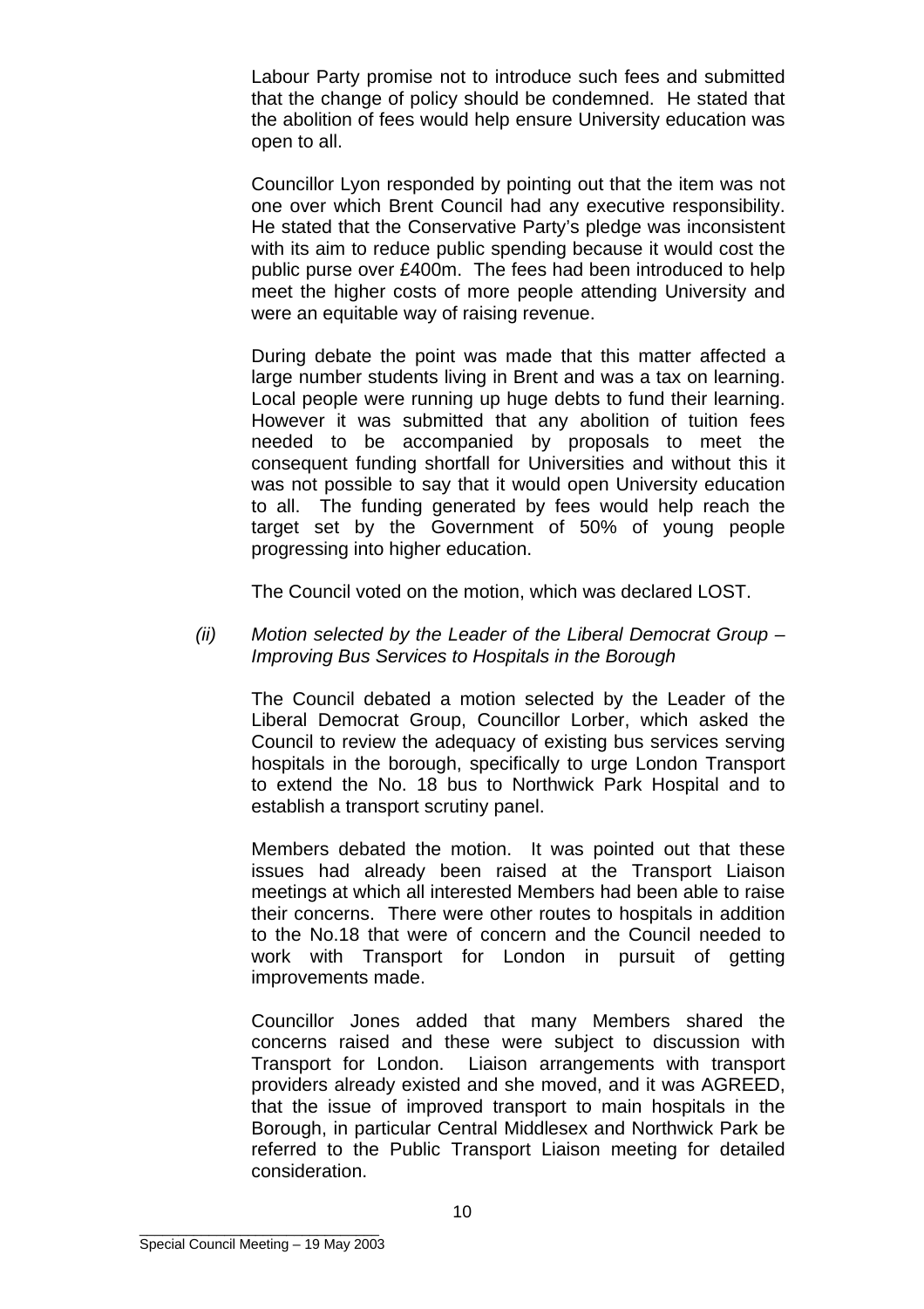Labour Party promise not to introduce such fees and submitted that the change of policy should be condemned. He stated that the abolition of fees would help ensure University education was open to all.

Councillor Lyon responded by pointing out that the item was not one over which Brent Council had any executive responsibility. He stated that the Conservative Party's pledge was inconsistent with its aim to reduce public spending because it would cost the public purse over £400m. The fees had been introduced to help meet the higher costs of more people attending University and were an equitable way of raising revenue.

During debate the point was made that this matter affected a large number students living in Brent and was a tax on learning. Local people were running up huge debts to fund their learning. However it was submitted that any abolition of tuition fees needed to be accompanied by proposals to meet the consequent funding shortfall for Universities and without this it was not possible to say that it would open University education to all. The funding generated by fees would help reach the target set by the Government of 50% of young people progressing into higher education.

The Council voted on the motion, which was declared LOST.

*(ii) Motion selected by the Leader of the Liberal Democrat Group – Improving Bus Services to Hospitals in the Borough*

The Council debated a motion selected by the Leader of the Liberal Democrat Group, Councillor Lorber, which asked the Council to review the adequacy of existing bus services serving hospitals in the borough, specifically to urge London Transport to extend the No. 18 bus to Northwick Park Hospital and to establish a transport scrutiny panel.

Members debated the motion. It was pointed out that these issues had already been raised at the Transport Liaison meetings at which all interested Members had been able to raise their concerns. There were other routes to hospitals in addition to the No.18 that were of concern and the Council needed to work with Transport for London in pursuit of getting improvements made.

Councillor Jones added that many Members shared the concerns raised and these were subject to discussion with Transport for London. Liaison arrangements with transport providers already existed and she moved, and it was AGREED, that the issue of improved transport to main hospitals in the Borough, in particular Central Middlesex and Northwick Park be referred to the Public Transport Liaison meeting for detailed consideration.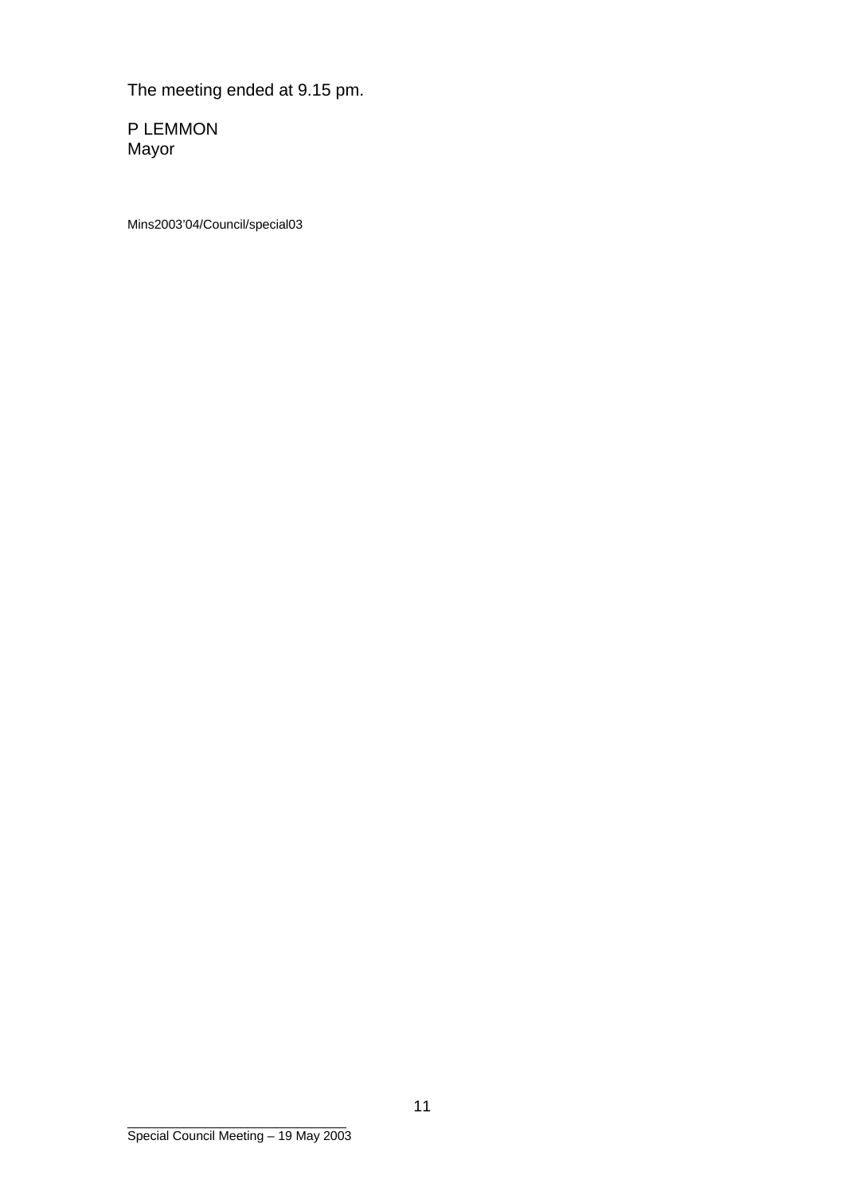The meeting ended at 9.15 pm.

P LEMMON  
Mayor

Mins2003'04/Council/special03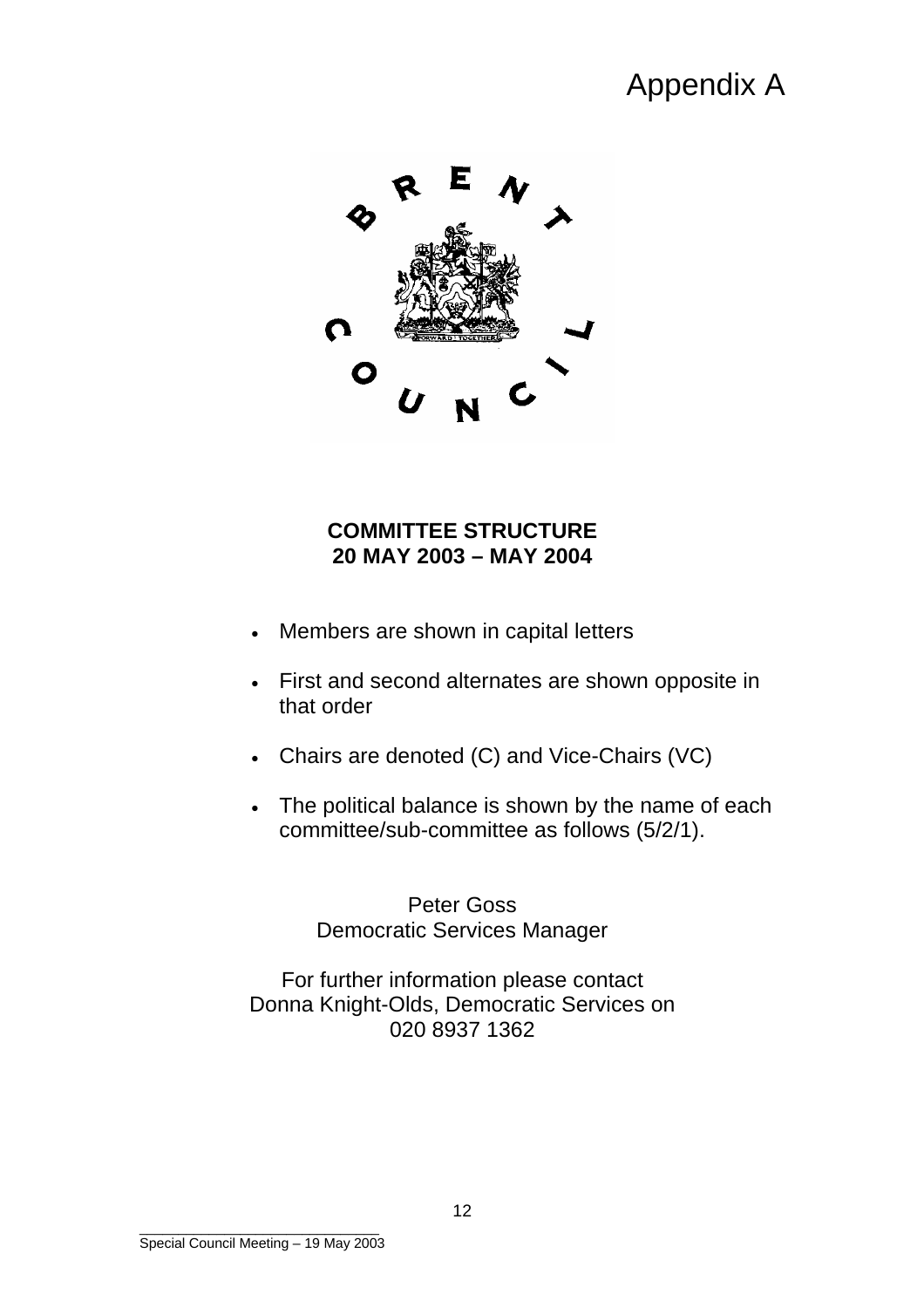# Appendix A

**COMMITTEE STRUCTURE**
**20 MAY 2003 – MAY 2004**

- Members are shown in capital letters
- First and second alternates are shown opposite in that order
- Chairs are denoted (C) and Vice-Chairs (VC)
- The political balance is shown by the name of each committee/sub-committee as follows (5/2/1).

Peter Goss
Democratic Services Manager

For further information please contact
Donna Knight-Olds, Democratic Services on
020 8937 1362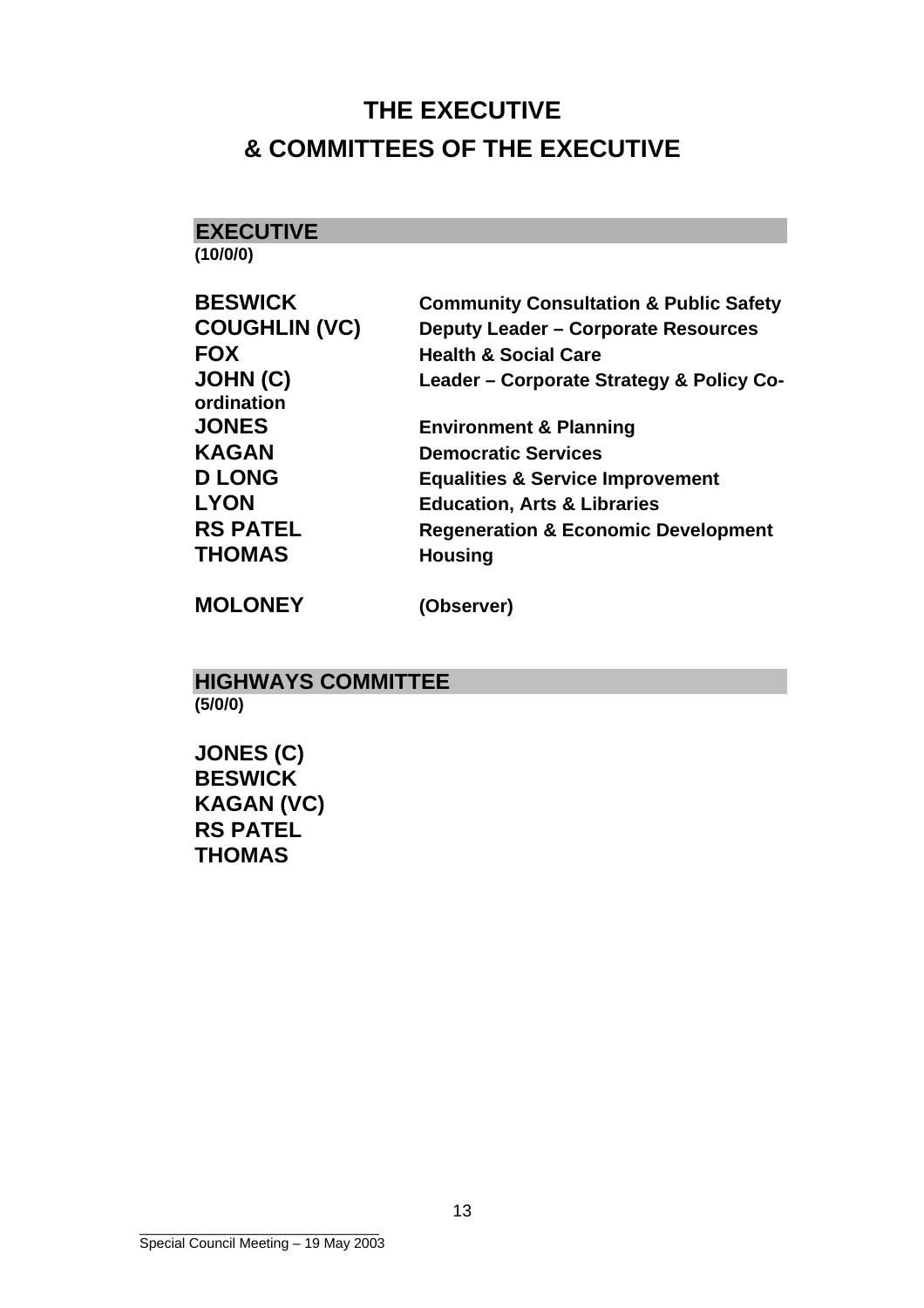# THE EXECUTIVE
# & COMMITTEES OF THE EXECUTIVE

## EXECUTIVE

**(10/0/0)**

| | |
|---|---|
| **BESWICK** | **Community Consultation & Public Safety** |
| **COUGHLIN (VC)** | **Deputy Leader – Corporate Resources** |
| **FOX** | **Health & Social Care** |
| **JOHN (C)** | **Leader – Corporate Strategy & Policy Co-ordination** |
| **JONES** | **Environment & Planning** |
| **KAGAN** | **Democratic Services** |
| **D LONG** | **Equalities & Service Improvement** |
| **LYON** | **Education, Arts & Libraries** |
| **RS PATEL** | **Regeneration & Economic Development** |
| **THOMAS** | **Housing** |
| **MOLONEY** | **(Observer)** |

## HIGHWAYS COMMITTEE

**(5/0/0)**

**JONES (C)**
**BESWICK**
**KAGAN (VC)**
**RS PATEL**
**THOMAS**

Special Council Meeting – 19 May 2003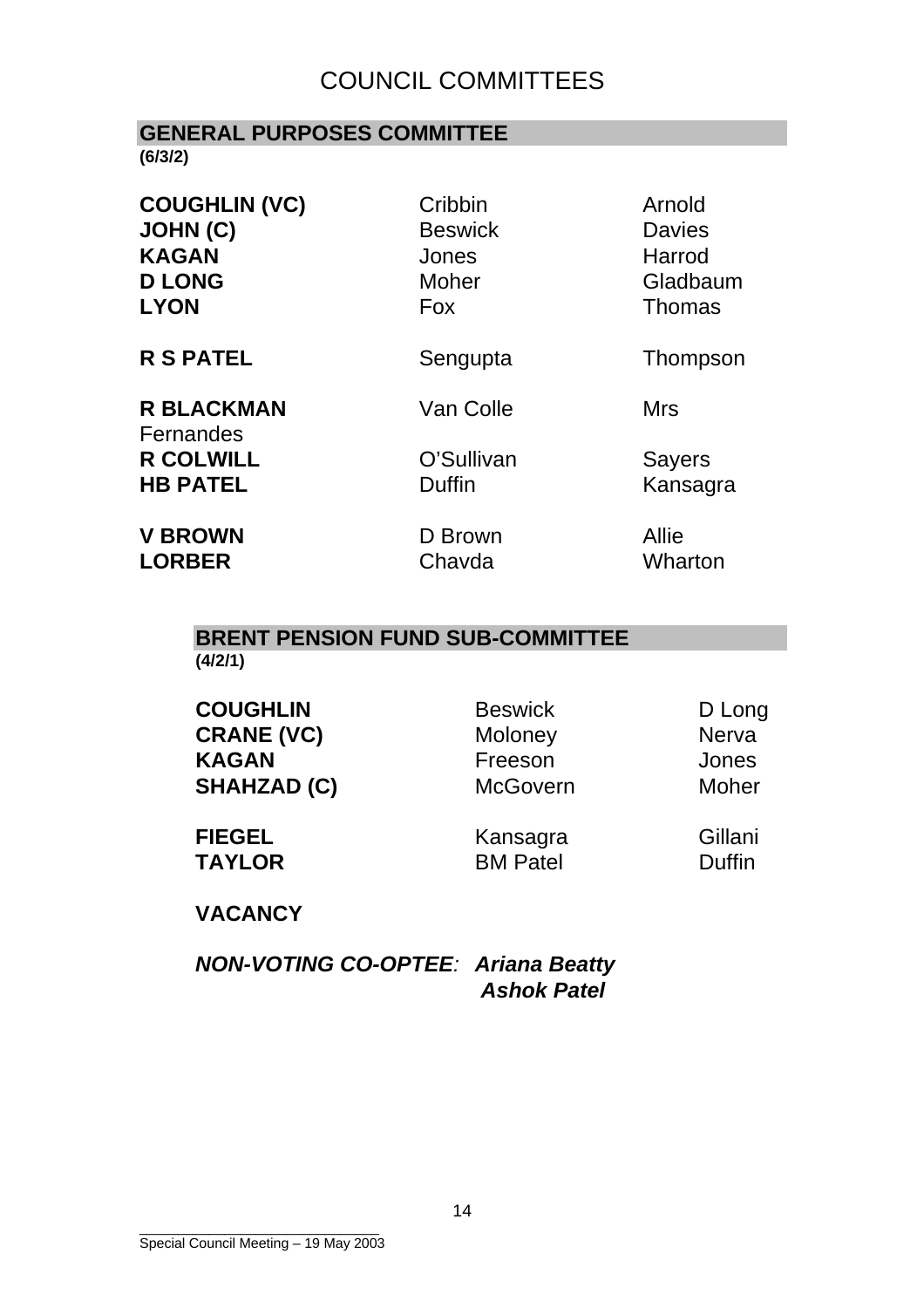# COUNCIL COMMITTEES

## GENERAL PURPOSES COMMITTEE

**(6/3/2)**

| | | |
|---|---|---|
| **COUGHLIN (VC)** | Cribbin | Arnold |
| **JOHN (C)** | Beswick | Davies |
| **KAGAN** | Jones | Harrod |
| **D LONG** | Moher | Gladbaum |
| **LYON** | Fox | Thomas |
| **R S PATEL** | Sengupta | Thompson |
| **R BLACKMAN** | Van Colle | Mrs Fernandes |
| **R COLWILL** | O'Sullivan | Sayers |
| **HB PATEL** | Duffin | Kansagra |
| **V BROWN** | D Brown | Allie |
| **LORBER** | Chavda | Wharton |

## BRENT PENSION FUND SUB-COMMITTEE

**(4/2/1)**

| | | |
|---|---|---|
| **COUGHLIN** | Beswick | D Long |
| **CRANE (VC)** | Moloney | Nerva |
| **KAGAN** | Freeson | Jones |
| **SHAHZAD (C)** | McGovern | Moher |
| **FIEGEL** | Kansagra | Gillani |
| **TAYLOR** | BM Patel | Duffin |
| **VACANCY** | | |

***NON-VOTING CO-OPTEE**: Ariana Beatty*
***Ashok Patel***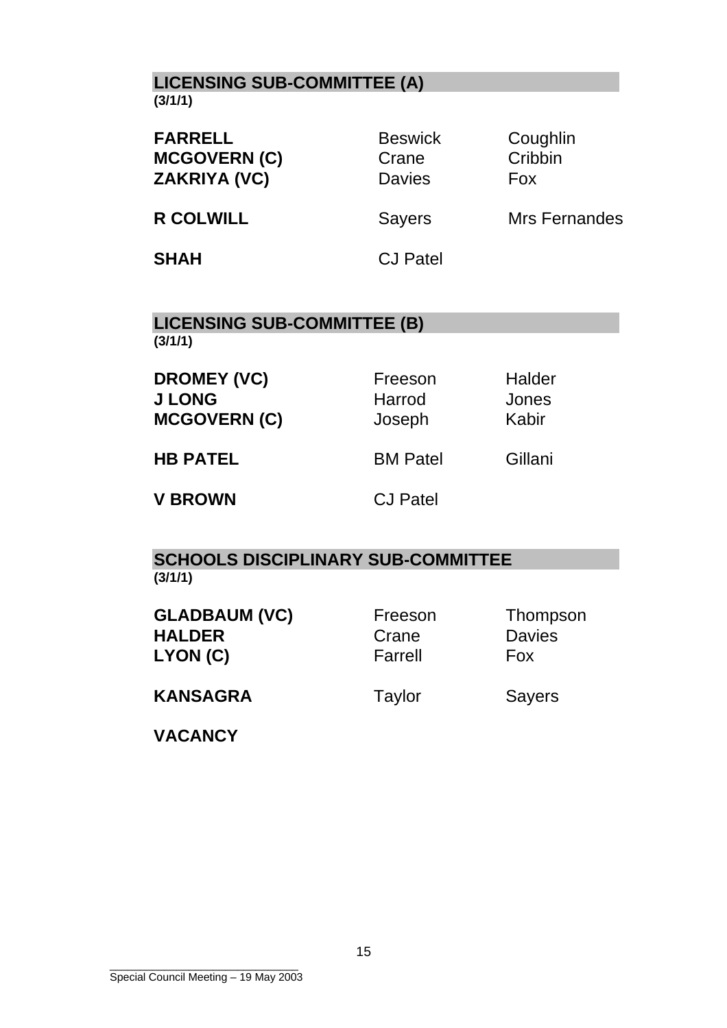## LICENSING SUB-COMMITTEE (A)

**(3/1/1)**

| | | |
|---|---|---|
| **FARRELL** | Beswick | Coughlin |
| **MCGOVERN (C)** | Crane | Cribbin |
| **ZAKRIYA (VC)** | Davies | Fox |
| **R COLWILL** | Sayers | Mrs Fernandes |
| **SHAH** | CJ Patel | |

## LICENSING SUB-COMMITTEE (B)

**(3/1/1)**

| | | |
|---|---|---|
| **DROMEY (VC)** | Freeson | Halder |
| **J LONG** | Harrod | Jones |
| **MCGOVERN (C)** | Joseph | Kabir |
| **HB PATEL** | BM Patel | Gillani |
| **V BROWN** | CJ Patel | |

## SCHOOLS DISCIPLINARY SUB-COMMITTEE

**(3/1/1)**

| | | |
|---|---|---|
| **GLADBAUM (VC)** | Freeson | Thompson |
| **HALDER** | Crane | Davies |
| **LYON (C)** | Farrell | Fox |
| **KANSAGRA** | Taylor | Sayers |
| **VACANCY** | | |

Special Council Meeting – 19 May 2003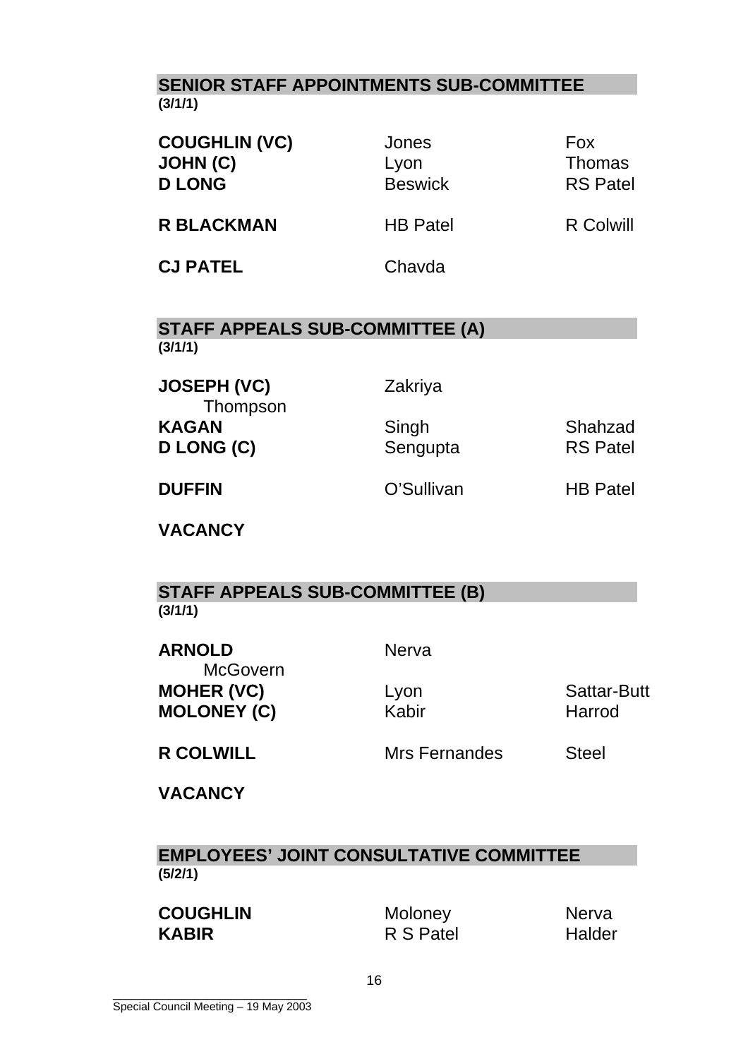## SENIOR STAFF APPOINTMENTS SUB-COMMITTEE
**(3/1/1)**

| | | |
|---|---|---|
| **COUGHLIN (VC)** | Jones | Fox |
| **JOHN (C)** | Lyon | Thomas |
| **D LONG** | Beswick | RS Patel |
| **R BLACKMAN** | HB Patel | R Colwill |
| **CJ PATEL** | Chavda | |

## STAFF APPEALS SUB-COMMITTEE (A)
**(3/1/1)**

| | | |
|---|---|---|
| **JOSEPH (VC)** | Zakriya | |
| Thompson | | |
| **KAGAN** | Singh | Shahzad |
| **D LONG (C)** | Sengupta | RS Patel |
| **DUFFIN** | O'Sullivan | HB Patel |
| **VACANCY** | | |

## STAFF APPEALS SUB-COMMITTEE (B)
**(3/1/1)**

| | | |
|---|---|---|
| **ARNOLD** | Nerva | |
| McGovern | | |
| **MOHER (VC)** | Lyon | Sattar-Butt |
| **MOLONEY (C)** | Kabir | Harrod |
| **R COLWILL** | Mrs Fernandes | Steel |
| **VACANCY** | | |

## EMPLOYEES' JOINT CONSULTATIVE COMMITTEE
**(5/2/1)**

| | | |
|---|---|---|
| **COUGHLIN** | Moloney | Nerva |
| **KABIR** | R S Patel | Halder |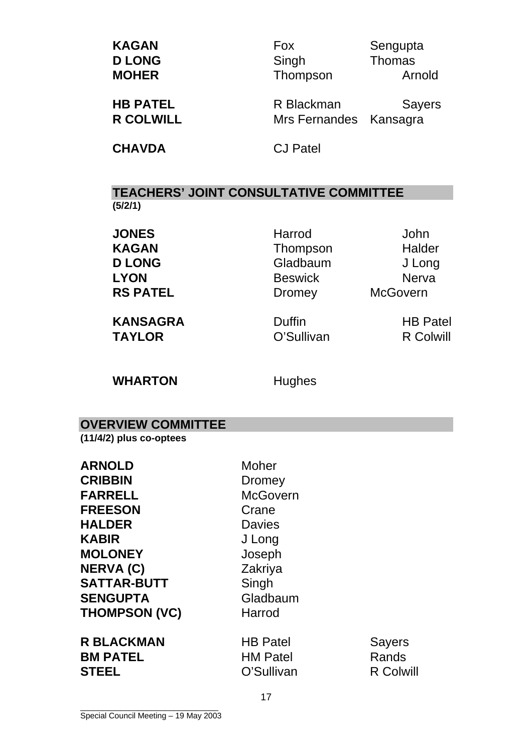| | | |
|---|---|---|
| **KAGAN** | Fox | Sengupta |
| **D LONG** | Singh | Thomas |
| **MOHER** | Thompson | Arnold |
| **HB PATEL** | R Blackman | Sayers |
| **R COLWILL** | Mrs Fernandes | Kansagra |
| **CHAVDA** | CJ Patel | |

## TEACHERS' JOINT CONSULTATIVE COMMITTEE

**(5/2/1)**

| | | |
|---|---|---|
| **JONES** | Harrod | John |
| **KAGAN** | Thompson | Halder |
| **D LONG** | Gladbaum | J Long |
| **LYON** | Beswick | Nerva |
| **RS PATEL** | Dromey | McGovern |
| **KANSAGRA** | Duffin | HB Patel |
| **TAYLOR** | O'Sullivan | R Colwill |
| **WHARTON** | Hughes | |

## OVERVIEW COMMITTEE

**(11/4/2) plus co-optees**

| | | |
|---|---|---|
| **ARNOLD** | Moher | |
| **CRIBBIN** | Dromey | |
| **FARRELL** | McGovern | |
| **FREESON** | Crane | |
| **HALDER** | Davies | |
| **KABIR** | J Long | |
| **MOLONEY** | Joseph | |
| **NERVA (C)** | Zakriya | |
| **SATTAR-BUTT** | Singh | |
| **SENGUPTA** | Gladbaum | |
| **THOMPSON (VC)** | Harrod | |
| **R BLACKMAN** | HB Patel | Sayers |
| **BM PATEL** | HM Patel | Rands |
| **STEEL** | O'Sullivan | R Colwill |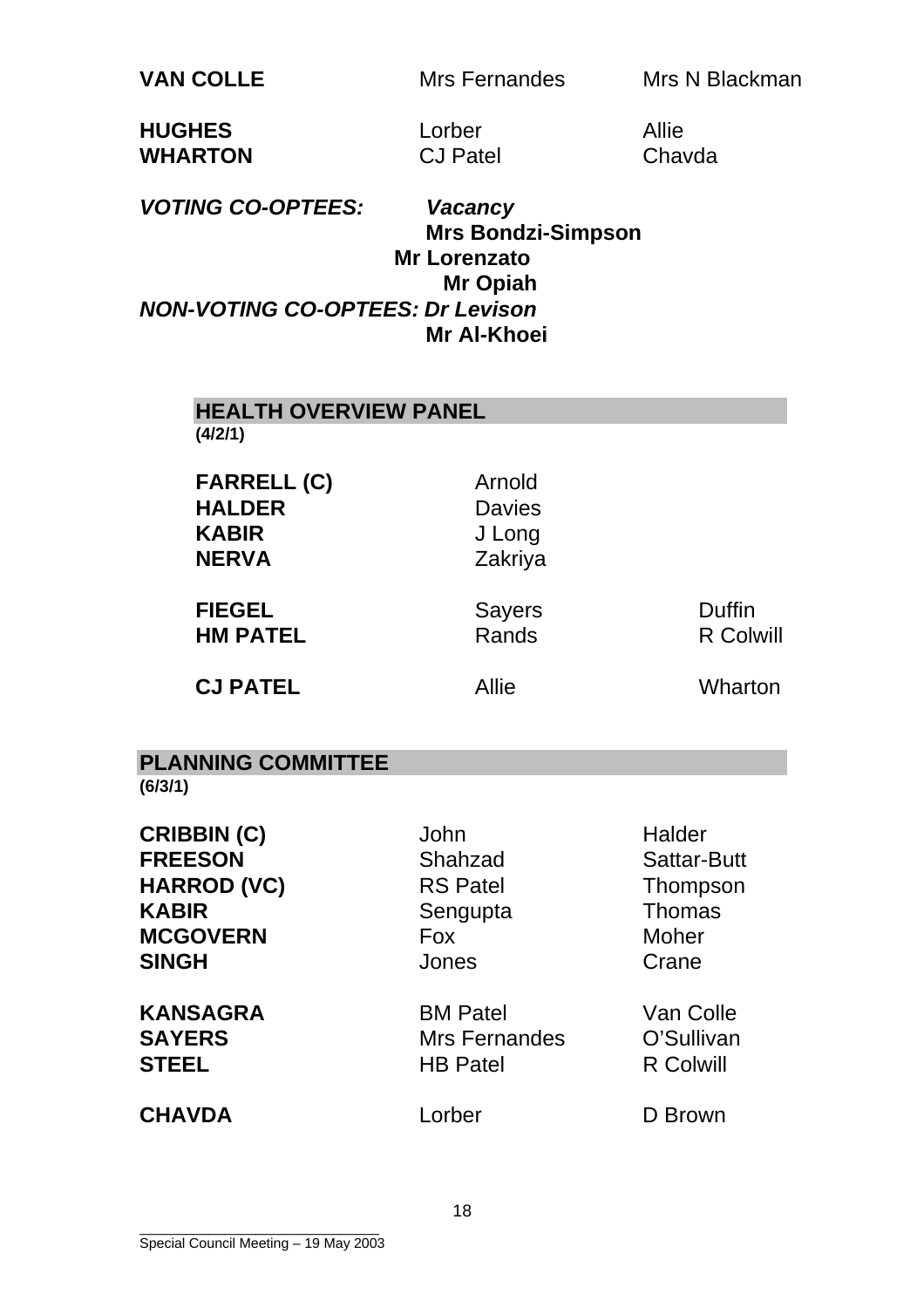| | | |
|---|---|---|
| **VAN COLLE** | Mrs Fernandes | Mrs N Blackman |
| **HUGHES** | Lorber | Allie |
| **WHARTON** | CJ Patel | Chavda |

***VOTING CO-OPTEES:*** ***Vacancy***
**Mrs Bondzi-Simpson**
**Mr Lorenzato**
**Mr Opiah**

***NON-VOTING CO-OPTEES: Dr Levison***
**Mr Al-Khoei**

## HEALTH OVERVIEW PANEL

**(4/2/1)**

| | | |
|---|---|---|
| **FARRELL (C)** | Arnold | |
| **HALDER** | Davies | |
| **KABIR** | J Long | |
| **NERVA** | Zakriya | |
| **FIEGEL** | Sayers | Duffin |
| **HM PATEL** | Rands | R Colwill |
| **CJ PATEL** | Allie | Wharton |

## PLANNING COMMITTEE

**(6/3/1)**

| | | |
|---|---|---|
| **CRIBBIN (C)** | John | Halder |
| **FREESON** | Shahzad | Sattar-Butt |
| **HARROD (VC)** | RS Patel | Thompson |
| **KABIR** | Sengupta | Thomas |
| **MCGOVERN** | Fox | Moher |
| **SINGH** | Jones | Crane |
| **KANSAGRA** | BM Patel | Van Colle |
| **SAYERS** | Mrs Fernandes | O'Sullivan |
| **STEEL** | HB Patel | R Colwill |
| **CHAVDA** | Lorber | D Brown |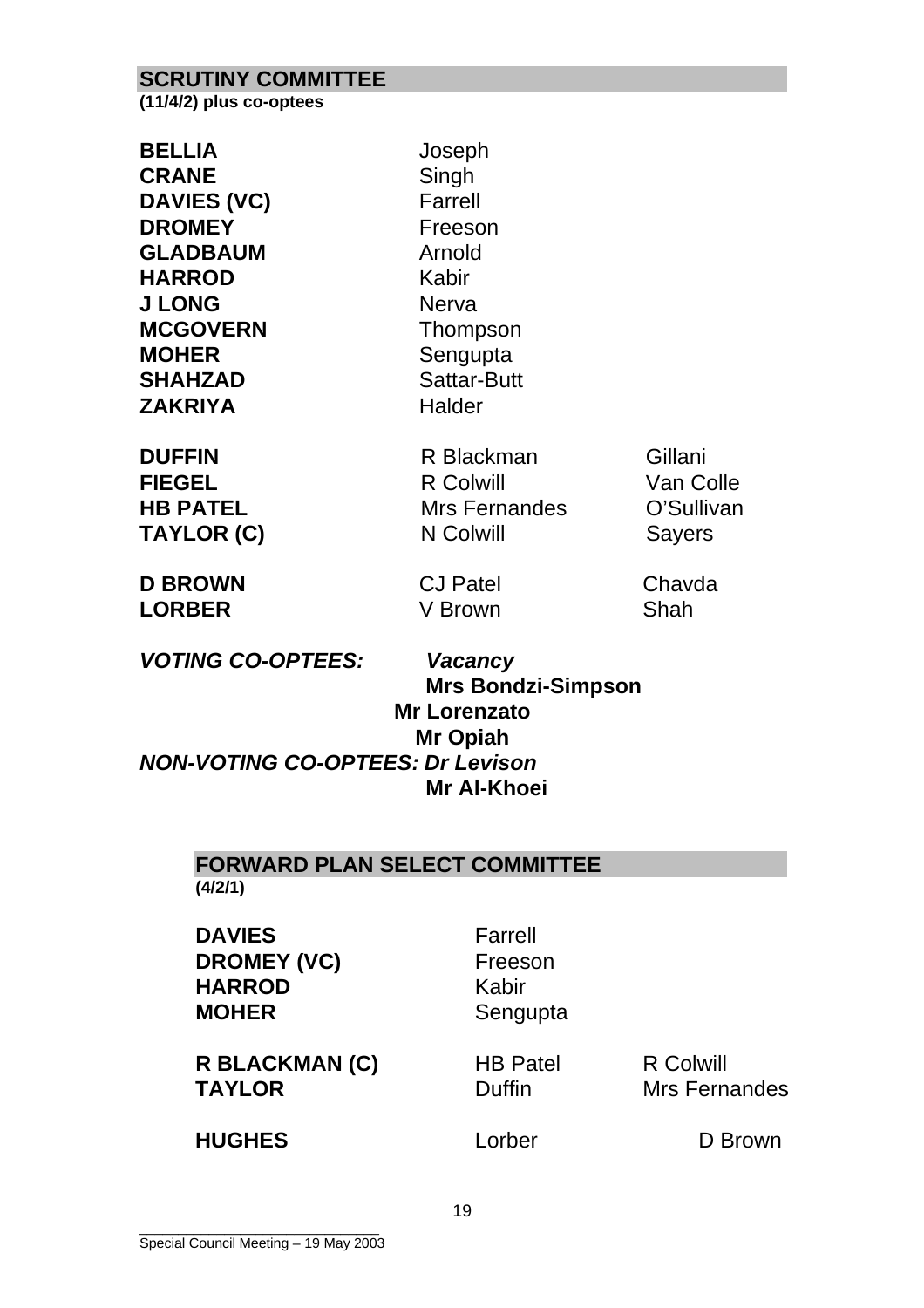## SCRUTINY COMMITTEE

**(11/4/2) plus co-optees**

| | | |
|---|---|---|
| **BELLIA** | Joseph | |
| **CRANE** | Singh | |
| **DAVIES (VC)** | Farrell | |
| **DROMEY** | Freeson | |
| **GLADBAUM** | Arnold | |
| **HARROD** | Kabir | |
| **J LONG** | Nerva | |
| **MCGOVERN** | Thompson | |
| **MOHER** | Sengupta | |
| **SHAHZAD** | Sattar-Butt | |
| **ZAKRIYA** | Halder | |
| | | |
| **DUFFIN** | R Blackman | Gillani |
| **FIEGEL** | R Colwill | Van Colle |
| **HB PATEL** | Mrs Fernandes | O'Sullivan |
| **TAYLOR (C)** | N Colwill | Sayers |
| | | |
| **D BROWN** | CJ Patel | Chavda |
| **LORBER** | V Brown | Shah |

***VOTING CO-OPTEES:*** ***Vacancy***
**Mrs Bondzi-Simpson**
**Mr Lorenzato**
**Mr Opiah**

***NON-VOTING CO-OPTEES: Dr Levison***
**Mr Al-Khoei**

## FORWARD PLAN SELECT COMMITTEE

**(4/2/1)**

| | | |
|---|---|---|
| **DAVIES** | Farrell | |
| **DROMEY (VC)** | Freeson | |
| **HARROD** | Kabir | |
| **MOHER** | Sengupta | |
| | | |
| **R BLACKMAN (C)** | HB Patel | R Colwill |
| **TAYLOR** | Duffin | Mrs Fernandes |
| | | |
| **HUGHES** | Lorber | D Brown |

Special Council Meeting – 19 May 2003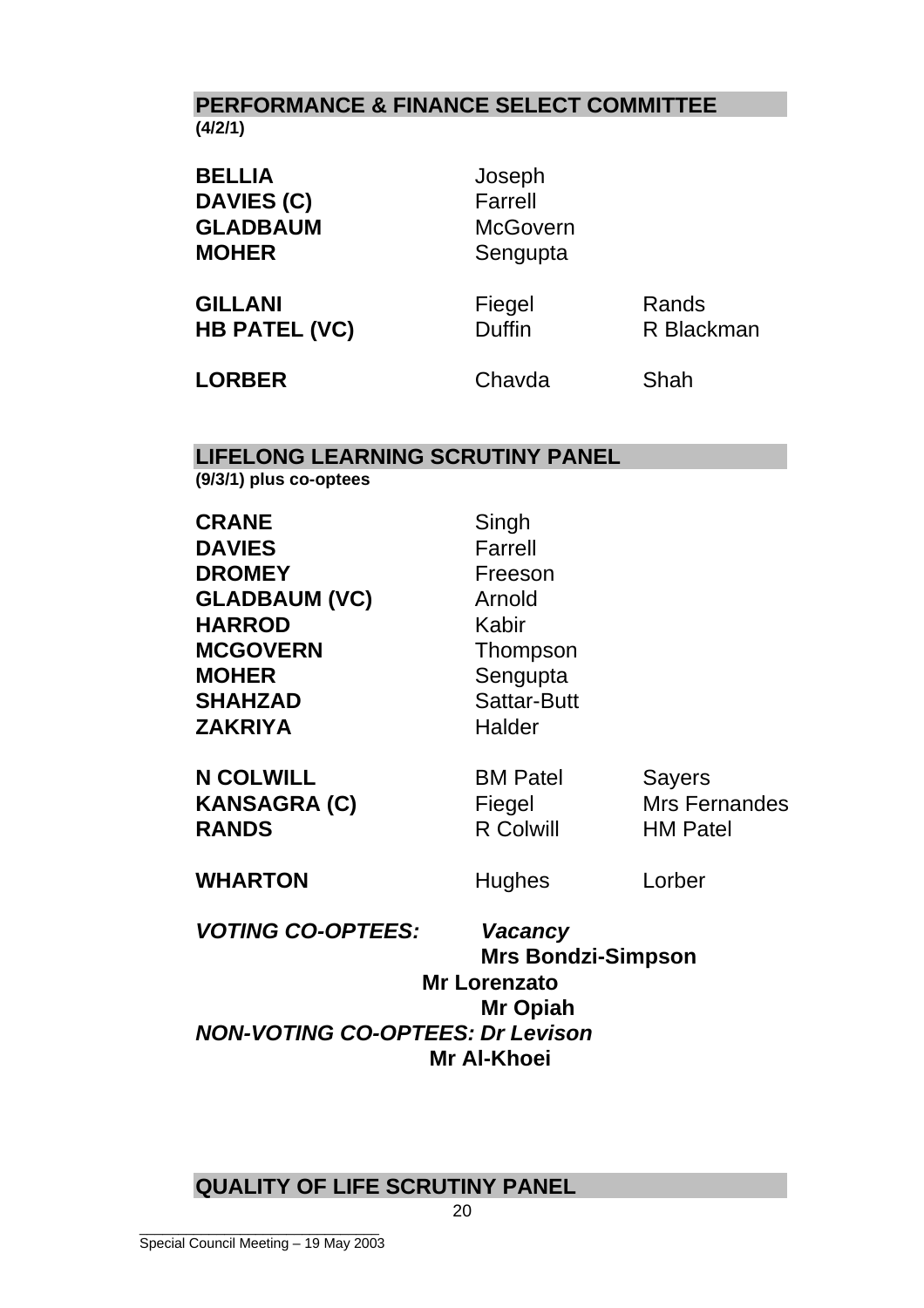## PERFORMANCE & FINANCE SELECT COMMITTEE

**(4/2/1)**

| | | |
|---|---|---|
| **BELLIA** | Joseph | |
| **DAVIES (C)** | Farrell | |
| **GLADBAUM** | McGovern | |
| **MOHER** | Sengupta | |
| **GILLANI** | Fiegel | Rands |
| **HB PATEL (VC)** | Duffin | R Blackman |
| **LORBER** | Chavda | Shah |

## LIFELONG LEARNING SCRUTINY PANEL

**(9/3/1) plus co-optees**

| | | |
|---|---|---|
| **CRANE** | Singh | |
| **DAVIES** | Farrell | |
| **DROMEY** | Freeson | |
| **GLADBAUM (VC)** | Arnold | |
| **HARROD** | Kabir | |
| **MCGOVERN** | Thompson | |
| **MOHER** | Sengupta | |
| **SHAHZAD** | Sattar-Butt | |
| **ZAKRIYA** | Halder | |
| **N COLWILL** | BM Patel | Sayers |
| **KANSAGRA (C)** | Fiegel | Mrs Fernandes |
| **RANDS** | R Colwill | HM Patel |
| **WHARTON** | Hughes | Lorber |

***VOTING CO-OPTEES:*** ***Vacancy***
**Mrs Bondzi-Simpson**
**Mr Lorenzato**
**Mr Opiah**

***NON-VOTING CO-OPTEES: Dr Levison***
**Mr Al-Khoei**

## QUALITY OF LIFE SCRUTINY PANEL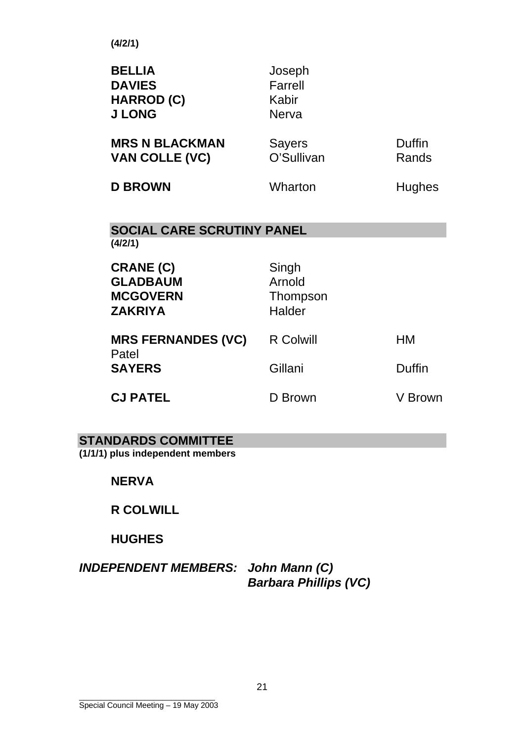**(4/2/1)**

| | | |
|---|---|---|
| **BELLIA** | Joseph | |
| **DAVIES** | Farrell | |
| **HARROD (C)** | Kabir | |
| **J LONG** | Nerva | |
| **MRS N BLACKMAN** | Sayers | Duffin |
| **VAN COLLE (VC)** | O'Sullivan | Rands |
| **D BROWN** | Wharton | Hughes |

## SOCIAL CARE SCRUTINY PANEL

**(4/2/1)**

| | | |
|---|---|---|
| **CRANE (C)** | Singh | |
| **GLADBAUM** | Arnold | |
| **MCGOVERN** | Thompson | |
| **ZAKRIYA** | Halder | |
| **MRS FERNANDES (VC)** | R Colwill | HM Patel |
| **SAYERS** | Gillani | Duffin |
| **CJ PATEL** | D Brown | V Brown |

## STANDARDS COMMITTEE

**(1/1/1) plus independent members**

**NERVA**

**R COLWILL**

**HUGHES**

***INDEPENDENT MEMBERS:*** ***John Mann (C)***
***Barbara Phillips (VC)***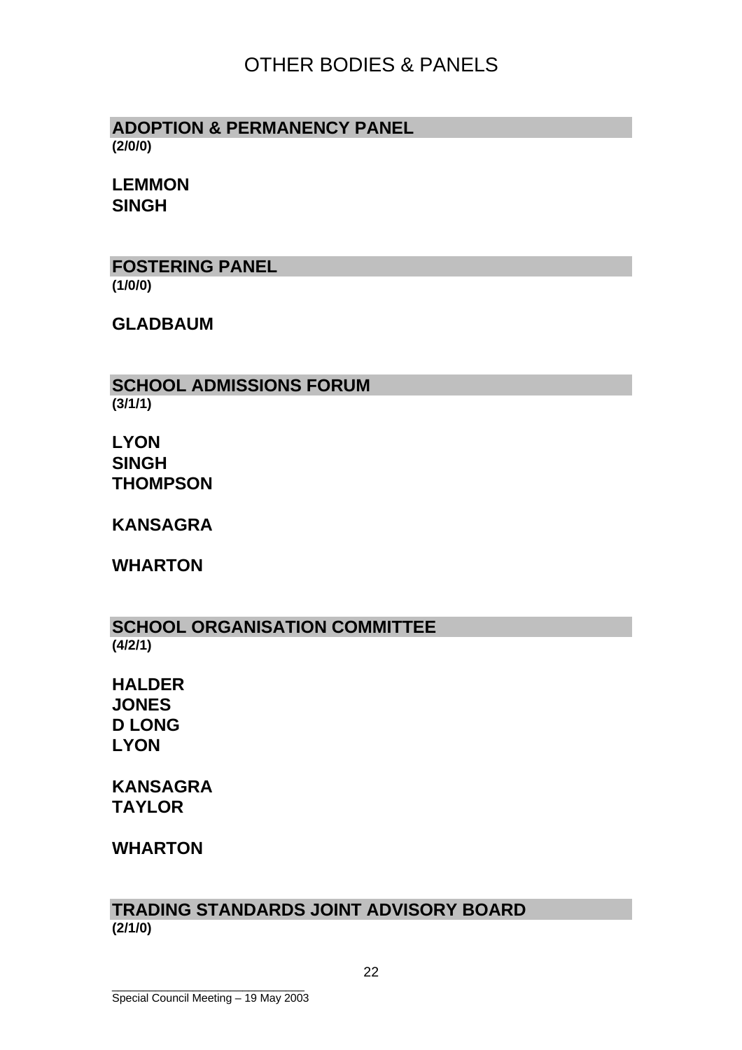# OTHER BODIES & PANELS

## ADOPTION & PERMANENCY PANEL

**(2/0/0)**

**LEMMON**
**SINGH**

## FOSTERING PANEL

**(1/0/0)**

**GLADBAUM**

## SCHOOL ADMISSIONS FORUM

**(3/1/1)**

**LYON**
**SINGH**
**THOMPSON**

**KANSAGRA**

**WHARTON**

## SCHOOL ORGANISATION COMMITTEE

**(4/2/1)**

**HALDER**
**JONES**
**D LONG**
**LYON**

**KANSAGRA**
**TAYLOR**

**WHARTON**

## TRADING STANDARDS JOINT ADVISORY BOARD

**(2/1/0)**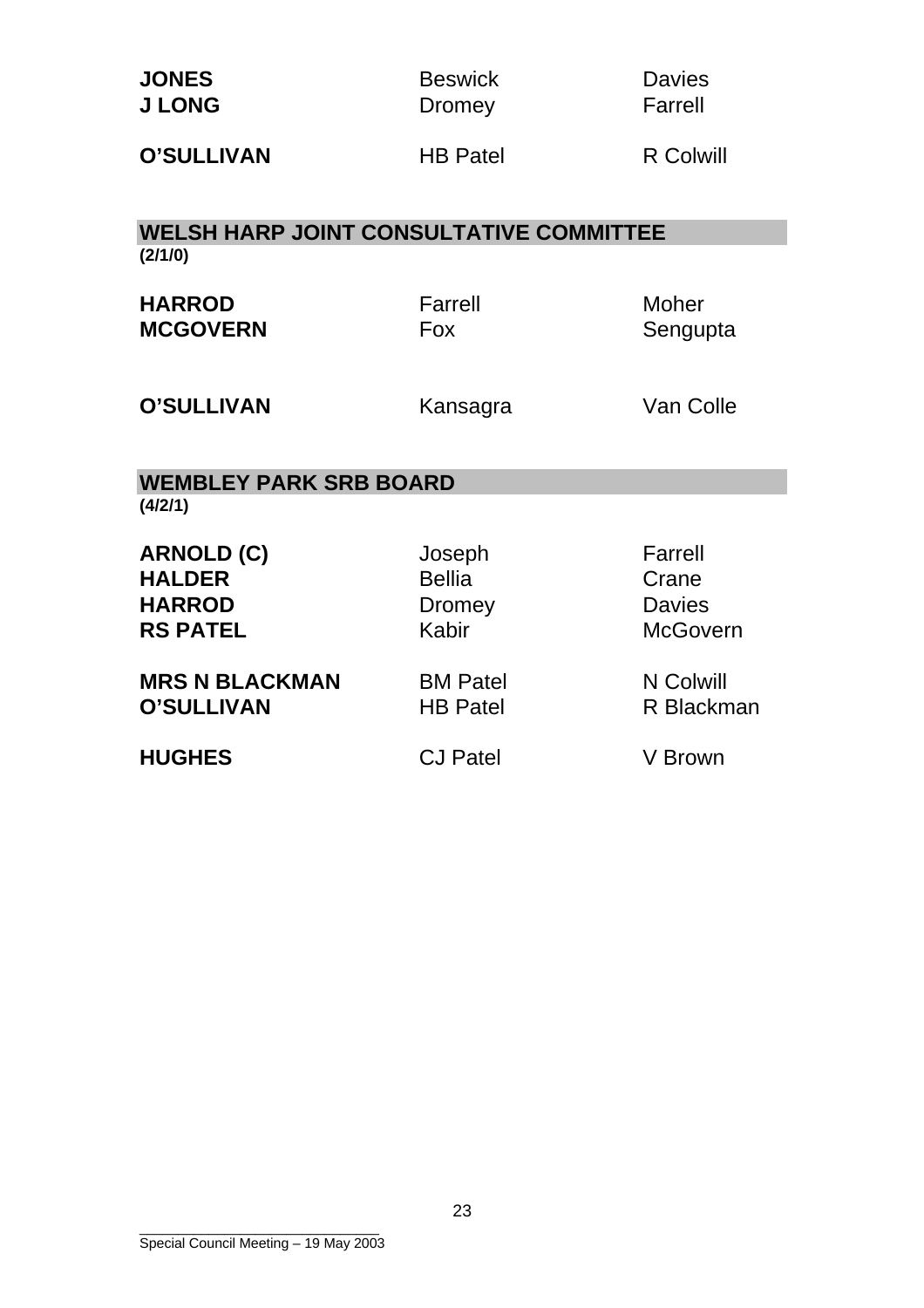| | | |
|---|---|---|
| **JONES** | Beswick | Davies |
| **J LONG** | Dromey | Farrell |
| | | |
| **O'SULLIVAN** | HB Patel | R Colwill |

## WELSH HARP JOINT CONSULTATIVE COMMITTEE

**(2/1/0)**

| | | |
|---|---|---|
| **HARROD** | Farrell | Moher |
| **MCGOVERN** | Fox | Sengupta |
| | | |
| **O'SULLIVAN** | Kansagra | Van Colle |

## WEMBLEY PARK SRB BOARD

**(4/2/1)**

| | | |
|---|---|---|
| **ARNOLD (C)** | Joseph | Farrell |
| **HALDER** | Bellia | Crane |
| **HARROD** | Dromey | Davies |
| **RS PATEL** | Kabir | McGovern |
| | | |
| **MRS N BLACKMAN** | BM Patel | N Colwill |
| **O'SULLIVAN** | HB Patel | R Blackman |
| | | |
| **HUGHES** | CJ Patel | V Brown |

Special Council Meeting – 19 May 2003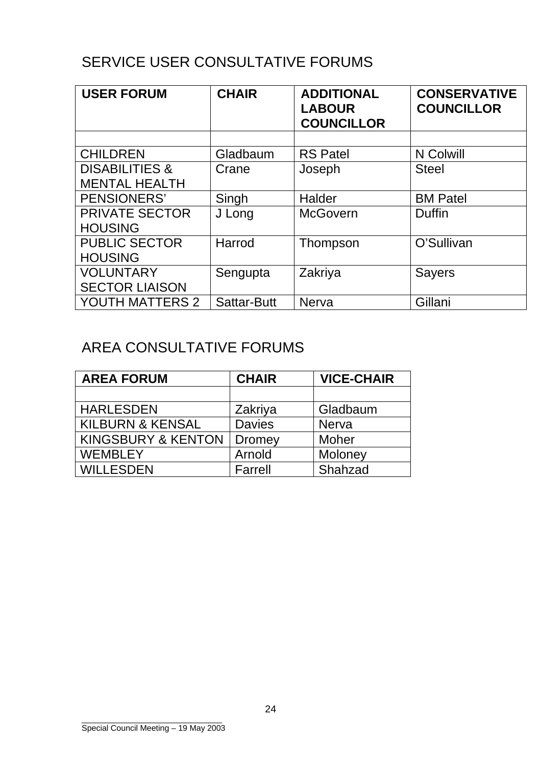## SERVICE USER CONSULTATIVE FORUMS

| USER FORUM | CHAIR | ADDITIONAL LABOUR COUNCILLOR | CONSERVATIVE COUNCILLOR |
|---|---|---|---|
| | | | |
| CHILDREN | Gladbaum | RS Patel | N Colwill |
| DISABILITIES & MENTAL HEALTH | Crane | Joseph | Steel |
| PENSIONERS' | Singh | Halder | BM Patel |
| PRIVATE SECTOR HOUSING | J Long | McGovern | Duffin |
| PUBLIC SECTOR HOUSING | Harrod | Thompson | O'Sullivan |
| VOLUNTARY SECTOR LIAISON | Sengupta | Zakriya | Sayers |
| YOUTH MATTERS 2 | Sattar-Butt | Nerva | Gillani |

## AREA CONSULTATIVE FORUMS

| AREA FORUM | CHAIR | VICE-CHAIR |
|---|---|---|
| | | |
| HARLESDEN | Zakriya | Gladbaum |
| KILBURN & KENSAL | Davies | Nerva |
| KINGSBURY & KENTON | Dromey | Moher |
| WEMBLEY | Arnold | Moloney |
| WILLESDEN | Farrell | Shahzad |